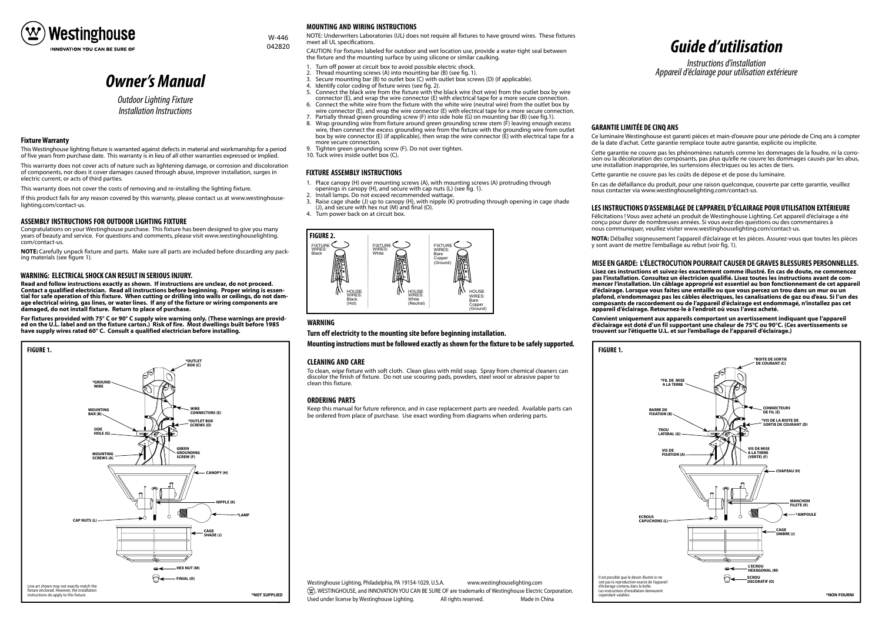Westinghouse

INNOVATION YOU CAN BE SURE OF

W-446
042820

# *Owner's Manual*

*Outdoor Lighting Fixture*
*Installation Instructions*

## Fixture Warranty

This Westinghouse lighting fixture is warranted against defects in material and workmanship for a period of five years from purchase date. This warranty is in lieu of all other warranties expressed or implied.

This warranty does not cover acts of nature such as lightening damage, or corrosion and discoloration of components, nor does it cover damages caused through abuse, improver installation, surges in electric current, or acts of third parties.

This warranty does not cover the costs of removing and re-installing the lighting fixture.

If this product fails for any reason covered by this warranty, please contact us at www.westinghouselighting.com/contact-us.

## ASSEMBLY INSTRUCTIONS FOR OUTDOOR LIGHTING FIXTURE

Congratulations on your Westinghouse purchase. This fixture has been designed to give you many years of beauty and service. For questions and comments, please visit www.westinghouselighting.com/contact-us.

**NOTE:** Carefully unpack fixture and parts. Make sure all parts are included before discarding any packing materials (see figure 1).

## WARNING: ELECTRICAL SHOCK CAN RESULT IN SERIOUS INJURY.

**Read and follow instructions exactly as shown. If instructions are unclear, do not proceed. Contact a qualified electrician. Read all instructions before beginning. Proper wiring is essential for safe operation of this fixture. When cutting or drilling into walls or ceilings, do not damage electrical wiring, gas lines, or water lines. If any of the fixture or wiring components are damaged, do not install fixture. Return to place of purchase.**

**For fixtures provided with 75° C or 90° C supply wire warning only. (These warnings are provided on the U.L. label and on the fixture carton.) Risk of fire. Most dwellings built before 1985 have supply wires rated 60° C. Consult a qualified electrician before installing.**

**FIGURE 1.**

*OUTLET BOX (C)
*GROUND WIRE
MOUNTING BAR (B)
WIRE CONNECTORS (E)
*OUTLET BOX SCREWS (D)
SIDE HOLE (G)
GREEN GROUNDING SCREW (F)
MOUNTING SCREWS (A)
CANOPY (H)
NIPPLE (K)
*LAMP
CAP NUTS (L)
CAGE SHADE (J)
HEX NUT (M)
FINIAL (O)

Line art shown may not exactly match the fixture enclosed. However, the installation instructions do apply to this fixture.

*NOT SUPPLIED

## MOUNTING AND WIRING INSTRUCTIONS

NOTE: Underwriters Laboratories (UL) does not require all fixtures to have ground wires. These fixtures meet all UL specifications.

CAUTION: For fixtures labeled for outdoor and wet location use, provide a water-tight seal between the fixture and the mounting surface by using silicone or similar caulking.

1. Turn off power at circuit box to avoid possible electric shock.
2. Thread mounting screws (A) into mounting bar (B) (see fig. 1).
3. Secure mounting bar (B) to outlet box (C) with outlet box screws (D) (if applicable).
4. Identify color coding of fixture wires (see fig. 2).
5. Connect the black wire from the fixture with the black wire (hot wire) from the outlet box by wire connector (E), and wrap the wire connector (E) with electrical tape for a more secure connection.
6. Connect the white wire from the fixture with the white wire (neutral wire) from the outlet box by wire connector (E), and wrap the wire connector (E) with electrical tape for a more secure connection.
7. Partially thread green grounding screw (F) into side hole (G) on mounting bar (B) (see fig.1).
8. Wrap grounding wire from fixture around green grounding screw stem (F) leaving enough excess wire, then connect the excess grounding wire from the fixture with the grounding wire from outlet box by wire connector (E) (if applicable), then wrap the wire connector (E) with electrical tape for a more secure connection.
9. Tighten green grounding screw (F). Do not over tighten.
10. Tuck wires inside outlet box (C).

## FIXTURE ASSEMBLY INSTRUCTIONS

1. Place canopy (H) over mounting screws (A), with mounting screws (A) protruding through openings in canopy (H), and secure with cap nuts (L) (see fig. 1).
2. Install lamps. Do not exceed recommended wattage.
3. Raise cage shade (J) up to canopy (H), with nipple (K) protruding through opening in cage shade (J), and secure with hex nut (M) and final (O).
4. Turn power back on at circuit box.

**FIGURE 2.**

FIXTURE WIRES: Black — HOUSE WIRES: Black (Hot)
FIXTURE WIRES: White — HOUSE WIRES: White (Neutral)
FIXTURE WIRES: Bare Copper (Ground) — HOUSE WIRES: Bare Copper (Ground)

## WARNING

**Turn off electricity to the mounting site before beginning installation.**

**Mounting instructions must be followed exactly as shown for the fixture to be safely supported.**

## CLEANING AND CARE

To clean, wipe fixture with soft cloth. Clean glass with mild soap. Spray from chemical cleaners can discolor the finish of fixture. Do not use scouring pads, powders, steel wool or abrasive paper to clean this fixture.

## ORDERING PARTS

Keep this manual for future reference, and in case replacement parts are needed. Available parts can be ordered from place of purchase. Use exact wording from diagrams when ordering parts.

Westinghouse Lighting, Philadelphia, PA 19154-1029, U.S.A. www.westinghouselighting.com
(W), WESTINGHOUSE, and INNOVATION YOU CAN BE SURE OF are trademarks of Westinghouse Electric Corporation.
Used under license by Westinghouse Lighting. All rights reserved. Made in China

# *Guide d'utilisation*

*Instructions d'installation*
*Appareil d'éclairage pour utilisation extérieure*

## GARANTIE LIMITÉE DE CINQ ANS

Ce luminaire Westinghouse est garanti pièces et main-d'oeuvre pour une période de Cinq ans à compter de la date d'achat. Cette garantie remplace toute autre garantie, explicite ou implicite.

Cette garantie ne couvre pas les phénomènes naturels comme les dommages de la foudre, ni la corrosion ou la décoloration des composants, pas plus qu'elle ne couvre les dommages causés par les abus, une installation inappropriée, les surtensions électriques ou les actes de tiers.

Cette garantie ne couvre pas les coûts de dépose et de pose du luminaire.

En cas de défaillance du produit, pour une raison quelconque, couverte par cette garantie, veuillez nous contacter via www.westinghouselighting.com/contact-us.

## LES INSTRUCTIONS D'ASSEMBLAGE DE L'APPAREIL D'ÉCLAIRAGE POUR UTILISATION EXTÉRIEURE

Félicitations ! Vous avez acheté un produit de Westinghouse Lighting. Cet appareil d'éclairage a été conçu pour durer de nombreuses années. Si vous avez des questions ou des commentaires à nous communiquer, veuillez visiter www.westinghouselighting.com/contact-us.

**NOTA:** Déballez soigneusement l'appareil d'éclairage et les pièces. Assurez-vous que toutes les pièces y sont avant de mettre l'emballage au rebut (voir fig. 1).

## MISE EN GARDE: L'ÉLECTROCUTION POURRAIT CAUSER DE GRAVES BLESSURES PERSONNELLES.

**Lisez ces instructions et suivez-les exactement comme illustré. En cas de doute, ne commencez pas l'installation. Consultez un électricien qualifié. Lisez toutes les instructions avant de commencer l'installation. Un câblage approprié est essentiel au bon fonctionnement de cet appareil d'éclairage. Lorsque vous faites une entaille ou que vous percez un trou dans un mur ou un plafond, n'endommagez pas les câbles électriques, les canalisations de gaz ou d'eau. Si l'un des composants de raccordement ou de l'appareil d'éclairage est endommagé, n'installez pas cet appareil d'éclairage. Retournez-le à l'endroit où vous l'avez acheté.**

**Convient uniquement aux appareils comportant un avertissement indiquant que l'appareil d'éclairage est doté d'un fil supportant une chaleur de 75°C ou 90°C. (Ces avertissements se trouvent sur l'étiquette U.L. et sur l'emballage de l'appareil d'éclairage.)**

**FIGURE 1.**

*BOITE DE SORTIE DE COURANT (C)
*FIL DE MISE A LA TERRE
BARRE DE FIXATION (B)
CONNECTEURS DE FIL (E)
*VIS DE LA BOITE DE SORTIE DE COURANT (D)
TROU LATERAL (G)
VIS DE FIXATION (A)
VIS DE MISE A LA TERRE (VERTE) (F)
CHAPEAU (H)
MANCHON FILETE (K)
*AMPOULE
ECROUS CAPUCHONS (L)
CAGE OMBRE (J)
L'ECROU HEXAGONAL (M)
ECROU DECORATIF (O)

Il est possible que le dessin illustré ici ne soit pas la reproduction exacte de l'appareil d'éclairage contenu dans la boîte. Les instructions d'installation demeurent cependant valables.

*NON FOURNI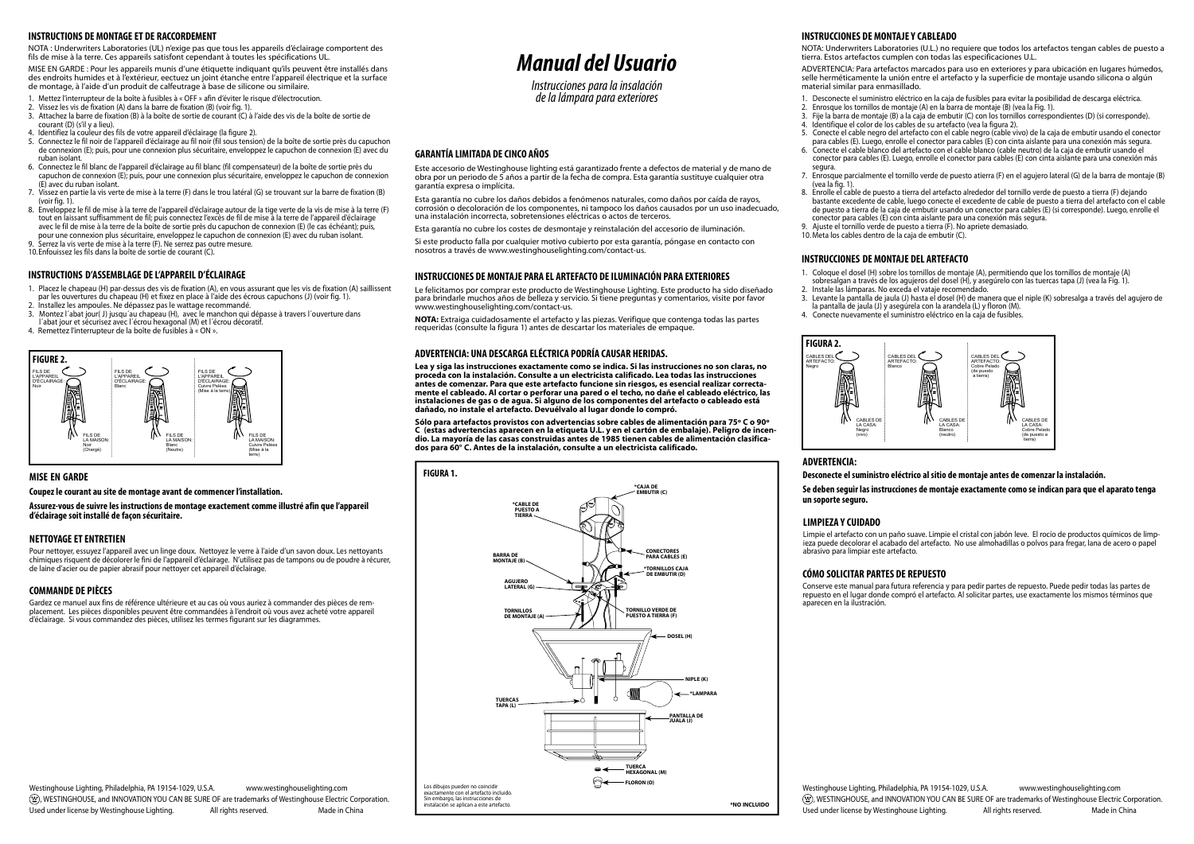## INSTRUCTIONS DE MONTAGE ET DE RACCORDEMENT

NOTA : Underwriters Laboratories (UL) n'exige pas que tous les appareils d'éclairage comportent des fils de mise à la terre. Ces appareils satisfont cependant à toutes les spécifications UL.

MISE EN GARDE : Pour les appareils munis d'une étiquette indiquant qu'ils peuvent être installés dans des endroits humides et à l'extérieur, eectuez un joint étanche entre l'appareil électrique et la surface de montage, à l'aide d'un produit de calfeutrage à base de silicone ou similaire.

1. Mettez l'interrupteur de la boîte à fusibles à « OFF » afin d'éviter le risque d'électrocution.
2. Vissez les vis de fixation (A) dans la barre de fixation (B) (voir fig. 1).
3. Attachez la barre de fixation (B) à la boîte de sortie de courant (C) à l'aide des vis de la boîte de sortie de courant (D) (s'il y a lieu).
4. Identifiez la couleur des fils de votre appareil d'éclairage (la figure 2).
5. Connectez le fil noir de l'appareil d'éclairage au fil noir (fil sous tension) de la boîte de sortie près du capuchon de connexion (E); puis, pour une connexion plus sécuritaire, enveloppez le capuchon de connexion (E) avec du ruban isolant.
6. Connectez le fil blanc de l'appareil d'éclairage au fil blanc (fil compensateur) de la boîte de sortie près du capuchon de connexion (E); puis, pour une connexion plus sécuritaire, enveloppez le capuchon de connexion (E) avec du ruban isolant.
7. Vissez en partie la vis verte de mise à la terre (F) dans le trou latéral (G) se trouvant sur la barre de fixation (B) (voir fig. 1).
8. Enveloppez le fil de mise à la terre de l'appareil d'éclairage autour de la tige verte de la vis de mise à la terre (F) tout en laissant suffisamment de fil; puis connectez l'excès de fil de mise à la terre de l'appareil d'éclairage avec le fil de mise à la terre de la boîte de sortie près du capuchon de connexion (E) (le cas échéant); puis, pour une connexion plus sécuritaire, enveloppez le capuchon de connexion (E) avec du ruban isolant.
9. Serrez la vis verte de mise à la terre (F). Ne serrez pas outre mesure.
10. Enfouissez les fils dans la boîte de sortie de courant (C).

## INSTRUCTIONS D'ASSEMBLAGE DE L'APPAREIL D'ÉCLAIRAGE

1. Placez le chapeau (H) par-dessus des vis de fixation (A), en vous assurant que les vis de fixation (A) saillissent par les ouvertures du chapeau (H) et fixez en place à l'aide des écrous capuchons (J) (voir fig. 1).
2. Installez les ampoules. Ne dépassez pas le wattage recommandé.
3. Montez l´abat jour( J) jusqu´au chapeau (H), avec le manchon qui dépasse à travers l´ouverture dans l´abat jour et sécurisez avec l´écrou hexagonal (M) et l´écrou décoratif.
4. Remettez l'interrupteur de la boîte de fusibles à « ON ».

**FIGURE 2.**

FILS DE L'APPAREIL D'ÉCLAIRAGE: Noir — FILS DE LA MAISON: Noir (Chargé)

FILS DE L'APPAREIL D'ÉCLAIRAGE: Blanc — FILS DE LA MAISON: Blanc (Neutre)

FILS DE L'APPAREIL D'ÉCLAIRAGE: Cuivre Pelées (Mise à la terre) — FILS DE LA MAISON: Cuivre Pelées (Mise à la terre)

## MISE EN GARDE

**Coupez le courant au site de montage avant de commencer l'installation.**

**Assurez-vous de suivre les instructions de montage exactement comme illustré afin que l'appareil d'éclairage soit installé de façon sécuritaire.**

## NETTOYAGE ET ENTRETIEN

Pour nettoyer, essuyez l'appareil avec un linge doux. Nettoyez le verre à l'aide d'un savon doux. Les nettoyants chimiques risquent de décolorer le fini de l'appareil d'éclairage. N'utilisez pas de tampons ou de poudre à récurer, de laine d'acier ou de papier abrasif pour nettoyer cet appareil d'éclairage.

## COMMANDE DE PIÈCES

Gardez ce manuel aux fins de référence ultérieure et au cas où vous auriez à commander des pièces de remplacement. Les pièces disponibles peuvent être commandées à l'endroit où vous avez acheté votre appareil d'éclairage. Si vous commandez des pièces, utilisez les termes figurant sur les diagrammes.

Westinghouse Lighting, Philadelphia, PA 19154-1029, U.S.A. www.westinghouselighting.com
WESTINGHOUSE, and INNOVATION YOU CAN BE SURE OF are trademarks of Westinghouse Electric Corporation. Used under license by Westinghouse Lighting. All rights reserved. Made in China

# *Manual del Usuario*

*Instrucciones para la insalación de la lámpara para exteriores*

## GARANTÍA LIMITADA DE CINCO AÑOS

Este accesorio de Westinghouse lighting está garantizado frente a defectos de material y de mano de obra por un periodo de 5 años a partir de la fecha de compra. Esta garantía sustituye cualquier otra garantía expresa o implícita.

Esta garantía no cubre los daños debidos a fenómenos naturales, como daños por caída de rayos, corrosión o decoloración de los componentes, ni tampoco los daños causados por un uso inadecuado, una instalación incorrecta, sobretensiones eléctricas o actos de terceros.

Esta garantía no cubre los costes de desmontaje y reinstalación del accesorio de iluminación.

Si este producto falla por cualquier motivo cubierto por esta garantía, póngase en contacto con nosotros a través de www.westinghouselighting.com/contact-us.

## INSTRUCCIONES DE MONTAJE PARA EL ARTEFACTO DE ILUMINACIÓN PARA EXTERIORES

Le felicitamos por comprar este producto de Westinghouse Lighting. Este producto ha sido diseñado para brindarle muchos años de belleza y servicio. Si tiene preguntas y comentarios, visite por favor www.westinghouselighting.com/contact-us.

**NOTA:** Extraiga cuidadosamente el artefacto y las piezas. Verifique que contenga todas las partes requeridas (consulte la figura 1) antes de descartar los materiales de empaque.

## ADVERTENCIA: UNA DESCARGA ELÉCTRICA PODRÍA CAUSAR HERIDAS.

**Lea y siga las instrucciones exactamente como se indica. Si las instrucciones no son claras, no proceda con la instalación. Consulte a un electricista calificado. Lea todas las instrucciones antes de comenzar. Para que este artefacto funcione sin riesgos, es esencial realizar correctamente el cableado. Al cortar o perforar una pared o el techo, no dañe el cableado eléctrico, las instalaciones de gas o de agua. Si alguno de los componentes del artefacto o cableado está dañado, no instale el artefacto. Devuélvalo al lugar donde lo compró.**

**Sólo para artefactos provistos con advertencias sobre cables de alimentación para 75º C o 90º C (estas advertencias aparecen en la etiqueta U.L. y en el cartón de embalaje). Peligro de incendio. La mayoría de las casas construidas antes de 1985 tienen cables de alimentación clasificados para 60º C. Antes de la instalación, consulte a un electricista calificado.**

**FIGURA 1.**

*CAJA DE EMBUTIR (C)
*CABLE DE PUESTO A TIERRA
BARRA DE MONTAJE (B)
CONECTORES PARA CABLES (E)
*TORNILLOS CAJA DE EMBUTIR (D)
AGUJERO LATERAL (G)
TORNILLOS DE MONTAJE (A)
TORNILLO VERDE DE PUESTO A TIERRA (F)
DOSEL (H)
NIPLE (K)
*LAMPARA
TUERCAS TAPA (L)
PANTALLA DE JUALA (J)
TUERCA HEXAGONAL (M)
FLORON (O)

Los dibujos pueden no coincidir exactamente con el artefacto incluido. Sin embargo, las instrucciones de instalación se aplican a este artefacto.

*NO INCLUIDO

## INSTRUCCIONES DE MONTAJE Y CABLEADO

NOTA: Underwriters Laboratories (U.L.) no requiere que todos los artefactos tengan cables de puesto a tierra. Estos artefactos cumplen con todas las especificaciones U.L.

ADVERTENCIA: Para artefactos marcados para uso en exteriores y para ubicación en lugares húmedos, selle herméticamente la unión entre el artefacto y la superficie de montaje usando silicona o algún material similar para enmasillado.

1. Desconecte el suministro eléctrico en la caja de fusibles para evitar la posibilidad de descarga eléctrica.
2. Enrosque los tornillos de montaje (A) en la barra de montaje (B) (vea la Fig. 1).
3. Fije la barra de montaje (B) a la caja de embutir (C) con los tornillos correspondientes (D) (si corresponde).
4. Identifique el color de los cables de su artefacto (vea la figura 2).
5. Conecte el cable negro del artefacto con el cable negro (cable vivo) de la caja de embutir usando el conector para cables (E). Luego, enrolle el conector para cables (E) con cinta aislante para una conexión más segura.
6. Conecte el cable blanco del artefacto con el cable blanco (cable neutro) de la caja de embutir usando el conector para cables (E). Luego, enrolle el conector para cables (E) con cinta aislante para una conexión más segura.
7. Enrosque parcialmente el tornillo verde de puesto atierra (F) en el agujero lateral (G) de la barra de montaje (B) (vea la fig. 1).
8. Enrolle el cable de puesto a tierra del artefacto alrededor del tornillo verde de puesto a tierra (F) dejando bastante excedente de cable, luego conecte el excedente de cable de puesto a tierra del artefacto con el cable de puesto a tierra de la caja de embutir usando un conector para cables (E) (si corresponde). Luego, enrolle el conector para cables (E) con cinta aislante para una conexión más segura.
9. Ajuste el tornillo verde de puesto a tierra (F). No apriete demasiado.
10. Meta los cables dentro de la caja de embutir (C).

## INSTRUCCIONES DE MONTAJE DEL ARTEFACTO

1. Coloque el dosel (H) sobre los tornillos de montaje (A), permitiendo que los tornillos de montaje (A) sobresalgan a través de los agujeros del dosel (H), y asegúrelo con las tuercas tapa (J) (vea la Fig. 1).
2. Instale las lámparas. No exceda el vataje recomendado.
3. Levante la pantalla de jaula (J) hasta el dosel (H) de manera que el niple (K) sobresalga a través del agujero de la pantalla de jaula (J) y asegúrela con la arandela (L) y floron (M).
4. Conecte nuevamente el suministro eléctrico en la caja de fusibles.

**FIGURA 2.**

CABLES DEL ARTEFACTO: Negro — CABLES DE LA CASA: Negro (vivo)

CABLES DEL ARTEFACTO: Blanco — CABLES DE LA CASA: Blanco (neutro)

CABLES DEL ARTEFACTO: Cobre Pelado (de puesto a tierra) — CABLES DE LA CASA: Cobre Pelado (de puesto a tierra)

## ADVERTENCIA:

**Desconecte el suministro eléctrico al sitio de montaje antes de comenzar la instalación.**

**Se deben seguir las instrucciones de montaje exactamente como se indican para que el aparato tenga un soporte seguro.**

## LIMPIEZA Y CUIDADO

Limpie el artefacto con un paño suave. Limpie el cristal con jabón leve. El rocío de productos químicos de limpieza puede decolorar el acabado del artefacto. No use almohadillas o polvos para fregar, lana de acero o papel abrasivo para limpiar este artefacto.

## CÓMO SOLICITAR PARTES DE REPUESTO

Conserve este manual para futura referencia y para pedir partes de repuesto. Puede pedir todas las partes de repuesto en el lugar donde compró el artefacto. Al solicitar partes, use exactamente los mismos términos que aparecen en la ilustración.

Westinghouse Lighting, Philadelphia, PA 19154-1029, U.S.A. www.westinghouselighting.com
WESTINGHOUSE, and INNOVATION YOU CAN BE SURE OF are trademarks of Westinghouse Electric Corporation. Used under license by Westinghouse Lighting. All rights reserved. Made in China